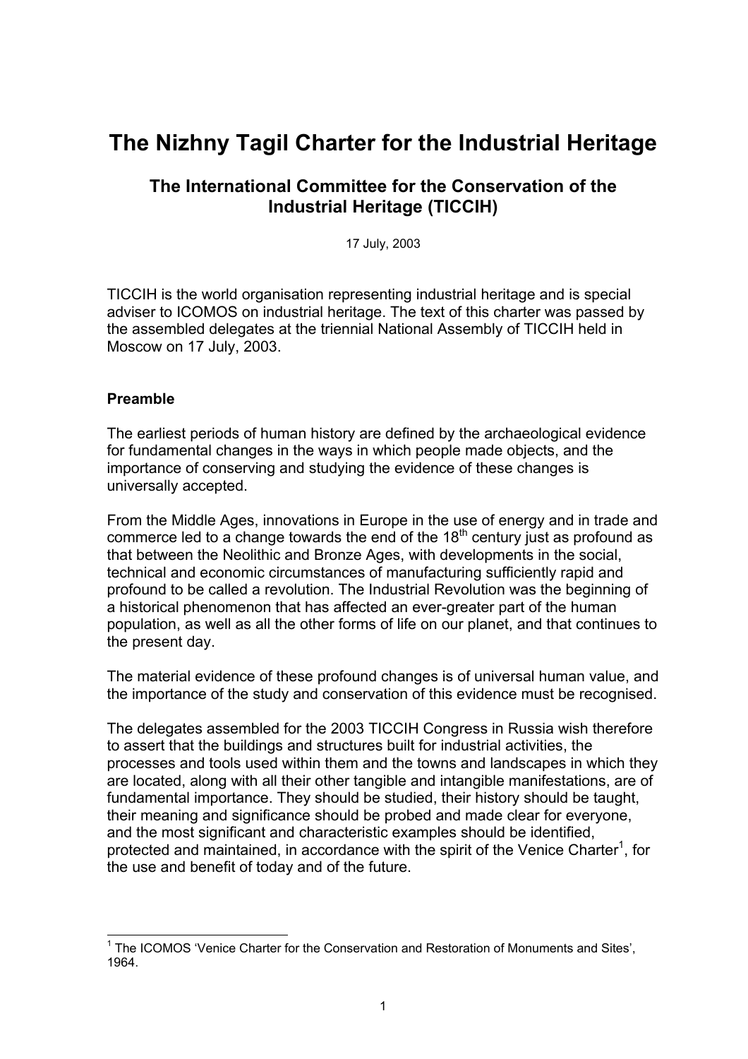# The Nizhny Tagil Charter for the Industrial Heritage

## The International Committee for the Conservation of the Industrial Heritage (TICCIH)

17 July, 2003

TICCIH is the world organisation representing industrial heritage and is special adviser to ICOMOS on industrial heritage. The text of this charter was passed by the assembled delegates at the triennial National Assembly of TICCIH held in Moscow on 17 July, 2003.

### Preamble

The earliest periods of human history are defined by the archaeological evidence for fundamental changes in the ways in which people made objects, and the importance of conserving and studying the evidence of these changes is universally accepted.

From the Middle Ages, innovations in Europe in the use of energy and in trade and commerce led to a change towards the end of the 18th century just as profound as that between the Neolithic and Bronze Ages, with developments in the social, technical and economic circumstances of manufacturing sufficiently rapid and profound to be called a revolution. The Industrial Revolution was the beginning of a historical phenomenon that has affected an ever-greater part of the human population, as well as all the other forms of life on our planet, and that continues to the present day.

The material evidence of these profound changes is of universal human value, and the importance of the study and conservation of this evidence must be recognised.

The delegates assembled for the 2003 TICCIH Congress in Russia wish therefore to assert that the buildings and structures built for industrial activities, the processes and tools used within them and the towns and landscapes in which they are located, along with all their other tangible and intangible manifestations, are of fundamental importance. They should be studied, their history should be taught, their meaning and significance should be probed and made clear for everyone, and the most significant and characteristic examples should be identified, protected and maintained, in accordance with the spirit of the Venice Charter[1], for the use and benefit of today and of the future.

---

[1] The ICOMOS 'Venice Charter for the Conservation and Restoration of Monuments and Sites', 1964.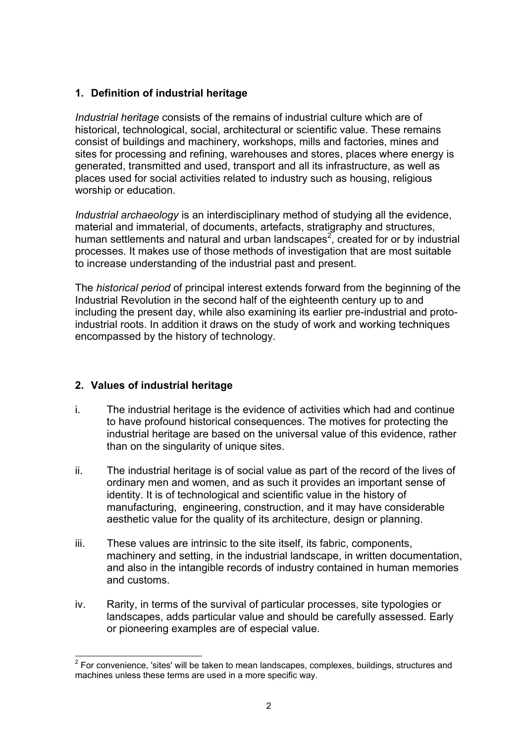## 1. Definition of industrial heritage

*Industrial heritage* consists of the remains of industrial culture which are of historical, technological, social, architectural or scientific value. These remains consist of buildings and machinery, workshops, mills and factories, mines and sites for processing and refining, warehouses and stores, places where energy is generated, transmitted and used, transport and all its infrastructure, as well as places used for social activities related to industry such as housing, religious worship or education.

*Industrial archaeology* is an interdisciplinary method of studying all the evidence, material and immaterial, of documents, artefacts, stratigraphy and structures, human settlements and natural and urban landscapes[2], created for or by industrial processes. It makes use of those methods of investigation that are most suitable to increase understanding of the industrial past and present.

The *historical period* of principal interest extends forward from the beginning of the Industrial Revolution in the second half of the eighteenth century up to and including the present day, while also examining its earlier pre-industrial and proto-industrial roots. In addition it draws on the study of work and working techniques encompassed by the history of technology.

## 2. Values of industrial heritage

i. The industrial heritage is the evidence of activities which had and continue to have profound historical consequences. The motives for protecting the industrial heritage are based on the universal value of this evidence, rather than on the singularity of unique sites.

ii. The industrial heritage is of social value as part of the record of the lives of ordinary men and women, and as such it provides an important sense of identity. It is of technological and scientific value in the history of manufacturing, engineering, construction, and it may have considerable aesthetic value for the quality of its architecture, design or planning.

iii. These values are intrinsic to the site itself, its fabric, components, machinery and setting, in the industrial landscape, in written documentation, and also in the intangible records of industry contained in human memories and customs.

iv. Rarity, in terms of the survival of particular processes, site typologies or landscapes, adds particular value and should be carefully assessed. Early or pioneering examples are of especial value.

---

[2] For convenience, 'sites' will be taken to mean landscapes, complexes, buildings, structures and machines unless these terms are used in a more specific way.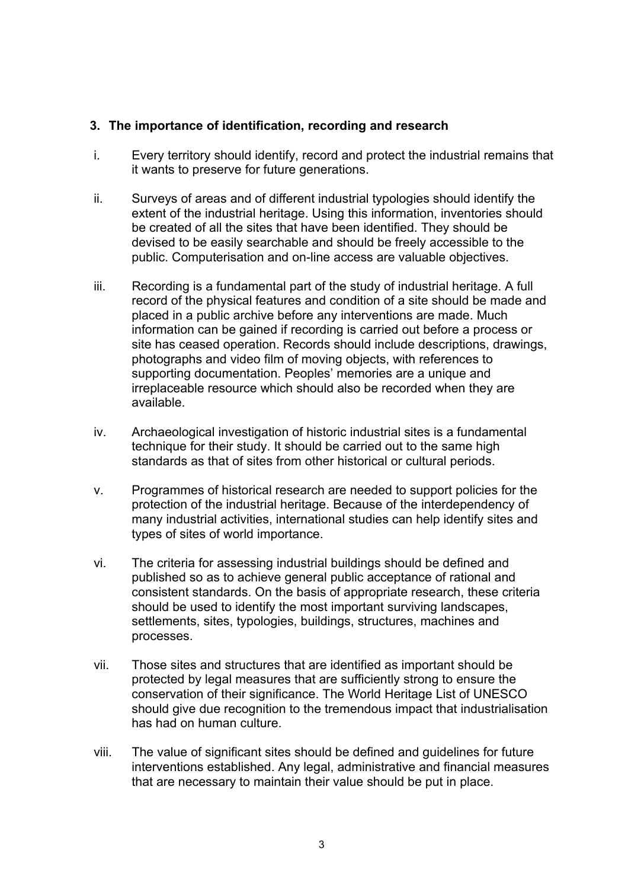## 3. The importance of identification, recording and research

i. Every territory should identify, record and protect the industrial remains that it wants to preserve for future generations.

ii. Surveys of areas and of different industrial typologies should identify the extent of the industrial heritage. Using this information, inventories should be created of all the sites that have been identified. They should be devised to be easily searchable and should be freely accessible to the public. Computerisation and on-line access are valuable objectives.

iii. Recording is a fundamental part of the study of industrial heritage. A full record of the physical features and condition of a site should be made and placed in a public archive before any interventions are made. Much information can be gained if recording is carried out before a process or site has ceased operation. Records should include descriptions, drawings, photographs and video film of moving objects, with references to supporting documentation. Peoples' memories are a unique and irreplaceable resource which should also be recorded when they are available.

iv. Archaeological investigation of historic industrial sites is a fundamental technique for their study. It should be carried out to the same high standards as that of sites from other historical or cultural periods.

v. Programmes of historical research are needed to support policies for the protection of the industrial heritage. Because of the interdependency of many industrial activities, international studies can help identify sites and types of sites of world importance.

vi. The criteria for assessing industrial buildings should be defined and published so as to achieve general public acceptance of rational and consistent standards. On the basis of appropriate research, these criteria should be used to identify the most important surviving landscapes, settlements, sites, typologies, buildings, structures, machines and processes.

vii. Those sites and structures that are identified as important should be protected by legal measures that are sufficiently strong to ensure the conservation of their significance. The World Heritage List of UNESCO should give due recognition to the tremendous impact that industrialisation has had on human culture.

viii. The value of significant sites should be defined and guidelines for future interventions established. Any legal, administrative and financial measures that are necessary to maintain their value should be put in place.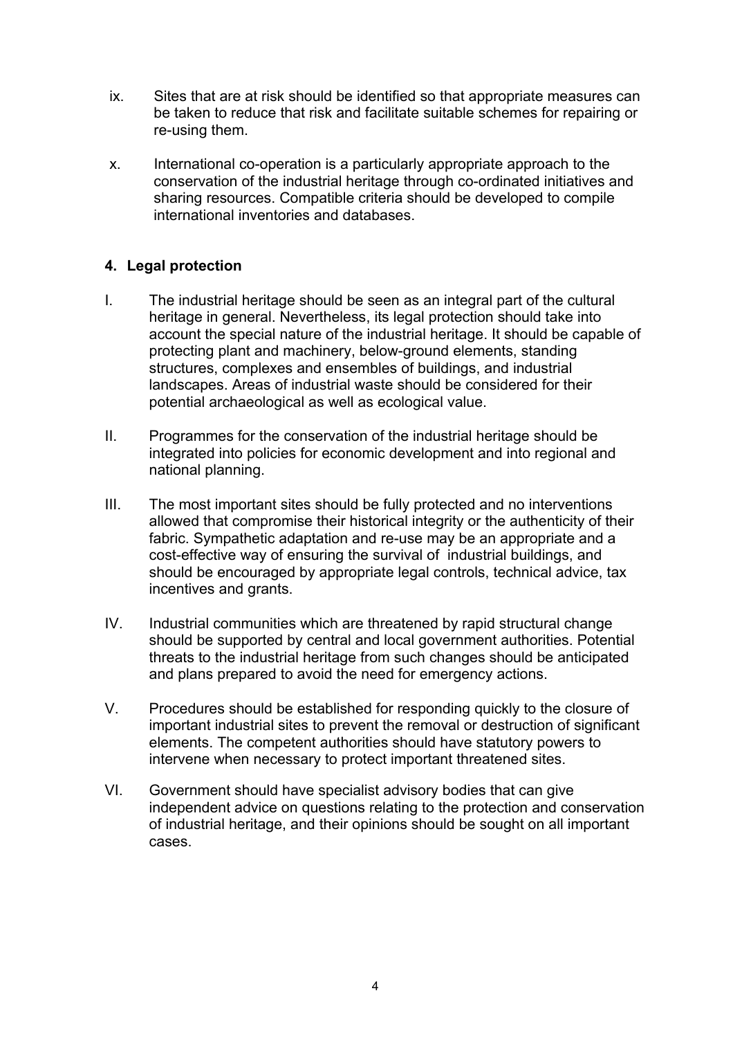ix. Sites that are at risk should be identified so that appropriate measures can be taken to reduce that risk and facilitate suitable schemes for repairing or re-using them.

x. International co-operation is a particularly appropriate approach to the conservation of the industrial heritage through co-ordinated initiatives and sharing resources. Compatible criteria should be developed to compile international inventories and databases.

## 4. Legal protection

I. The industrial heritage should be seen as an integral part of the cultural heritage in general. Nevertheless, its legal protection should take into account the special nature of the industrial heritage. It should be capable of protecting plant and machinery, below-ground elements, standing structures, complexes and ensembles of buildings, and industrial landscapes. Areas of industrial waste should be considered for their potential archaeological as well as ecological value.

II. Programmes for the conservation of the industrial heritage should be integrated into policies for economic development and into regional and national planning.

III. The most important sites should be fully protected and no interventions allowed that compromise their historical integrity or the authenticity of their fabric. Sympathetic adaptation and re-use may be an appropriate and a cost-effective way of ensuring the survival of industrial buildings, and should be encouraged by appropriate legal controls, technical advice, tax incentives and grants.

IV. Industrial communities which are threatened by rapid structural change should be supported by central and local government authorities. Potential threats to the industrial heritage from such changes should be anticipated and plans prepared to avoid the need for emergency actions.

V. Procedures should be established for responding quickly to the closure of important industrial sites to prevent the removal or destruction of significant elements. The competent authorities should have statutory powers to intervene when necessary to protect important threatened sites.

VI. Government should have specialist advisory bodies that can give independent advice on questions relating to the protection and conservation of industrial heritage, and their opinions should be sought on all important cases.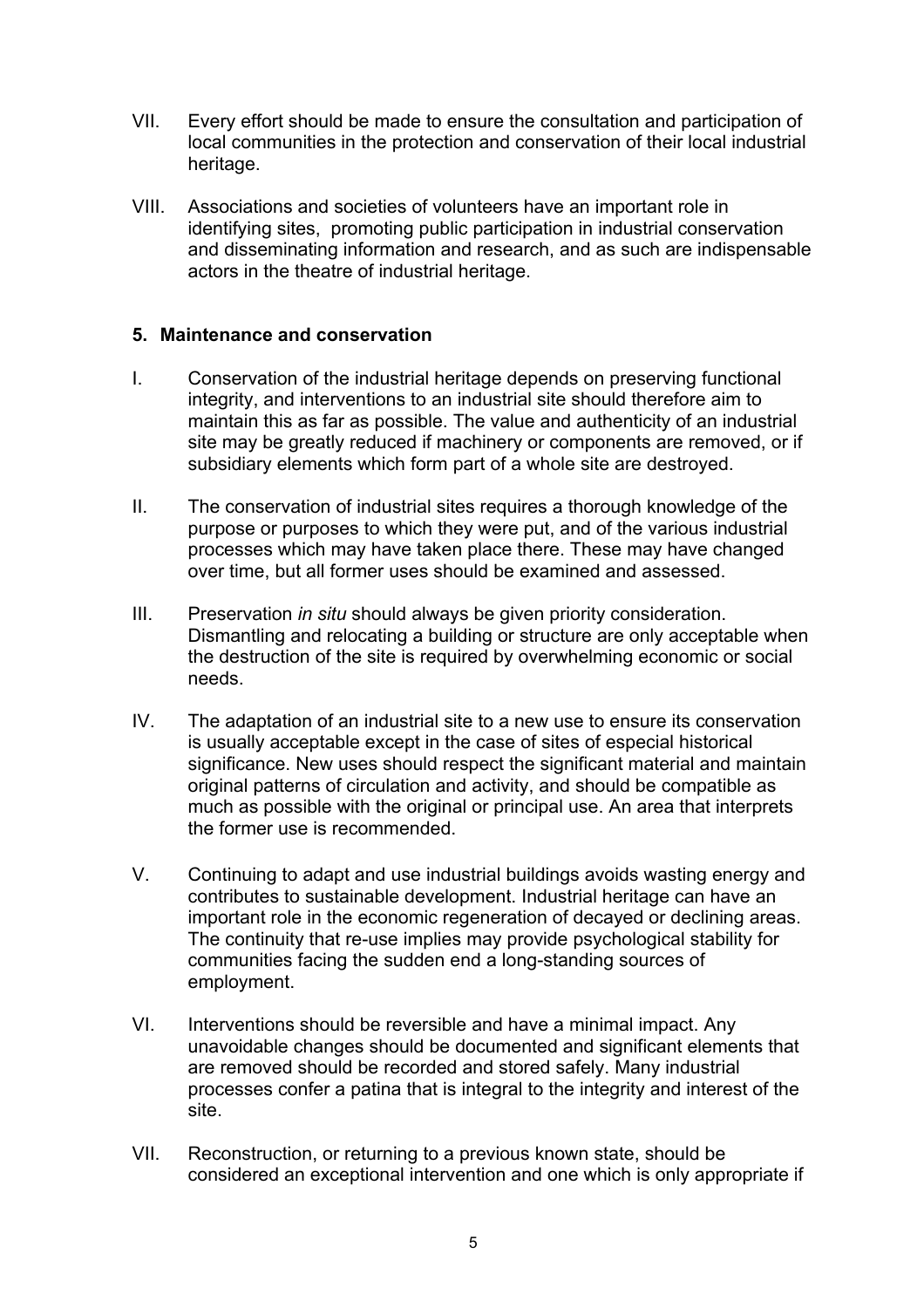VII. Every effort should be made to ensure the consultation and participation of local communities in the protection and conservation of their local industrial heritage.

VIII. Associations and societies of volunteers have an important role in identifying sites, promoting public participation in industrial conservation and disseminating information and research, and as such are indispensable actors in the theatre of industrial heritage.

**5. Maintenance and conservation**

I. Conservation of the industrial heritage depends on preserving functional integrity, and interventions to an industrial site should therefore aim to maintain this as far as possible. The value and authenticity of an industrial site may be greatly reduced if machinery or components are removed, or if subsidiary elements which form part of a whole site are destroyed.

II. The conservation of industrial sites requires a thorough knowledge of the purpose or purposes to which they were put, and of the various industrial processes which may have taken place there. These may have changed over time, but all former uses should be examined and assessed.

III. Preservation *in situ* should always be given priority consideration. Dismantling and relocating a building or structure are only acceptable when the destruction of the site is required by overwhelming economic or social needs.

IV. The adaptation of an industrial site to a new use to ensure its conservation is usually acceptable except in the case of sites of especial historical significance. New uses should respect the significant material and maintain original patterns of circulation and activity, and should be compatible as much as possible with the original or principal use. An area that interprets the former use is recommended.

V. Continuing to adapt and use industrial buildings avoids wasting energy and contributes to sustainable development. Industrial heritage can have an important role in the economic regeneration of decayed or declining areas. The continuity that re-use implies may provide psychological stability for communities facing the sudden end a long-standing sources of employment.

VI. Interventions should be reversible and have a minimal impact. Any unavoidable changes should be documented and significant elements that are removed should be recorded and stored safely. Many industrial processes confer a patina that is integral to the integrity and interest of the site.

VII. Reconstruction, or returning to a previous known state, should be considered an exceptional intervention and one which is only appropriate if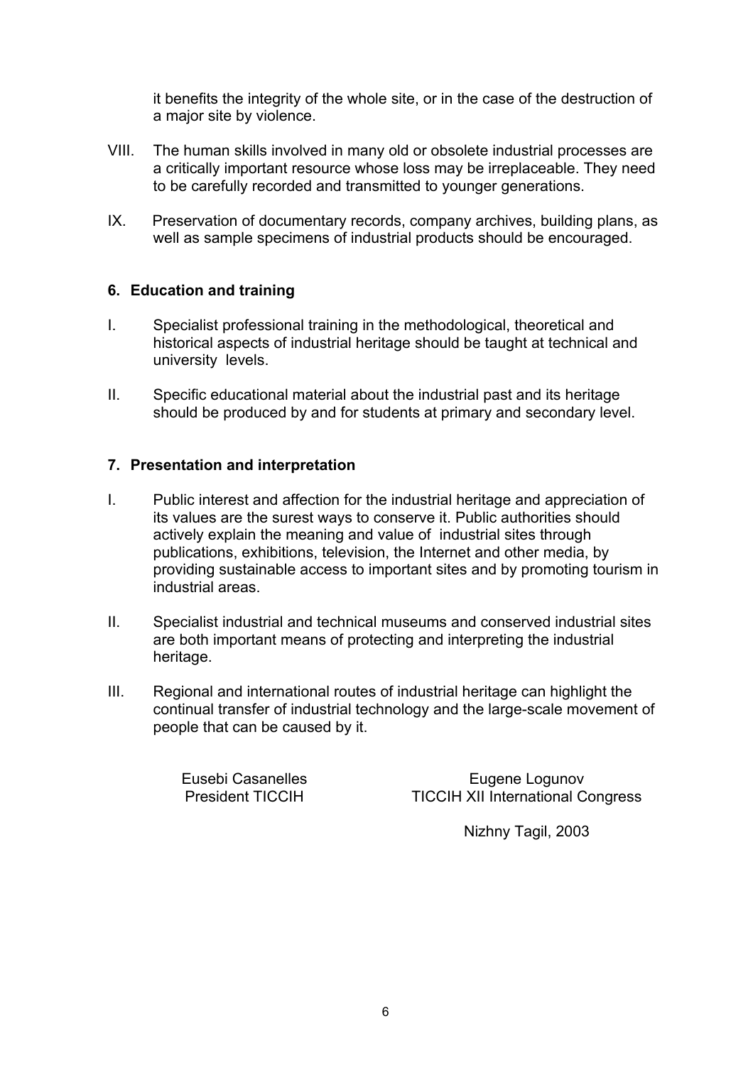it benefits the integrity of the whole site, or in the case of the destruction of a major site by violence.

VIII. The human skills involved in many old or obsolete industrial processes are a critically important resource whose loss may be irreplaceable. They need to be carefully recorded and transmitted to younger generations.

IX. Preservation of documentary records, company archives, building plans, as well as sample specimens of industrial products should be encouraged.

### 6. Education and training

I. Specialist professional training in the methodological, theoretical and historical aspects of industrial heritage should be taught at technical and university levels.

II. Specific educational material about the industrial past and its heritage should be produced by and for students at primary and secondary level.

### 7. Presentation and interpretation

I. Public interest and affection for the industrial heritage and appreciation of its values are the surest ways to conserve it. Public authorities should actively explain the meaning and value of industrial sites through publications, exhibitions, television, the Internet and other media, by providing sustainable access to important sites and by promoting tourism in industrial areas.

II. Specialist industrial and technical museums and conserved industrial sites are both important means of protecting and interpreting the industrial heritage.

III. Regional and international routes of industrial heritage can highlight the continual transfer of industrial technology and the large-scale movement of people that can be caused by it.

Eusebi Casanelles
President TICCIH

Eugene Logunov
TICCIH XII International Congress

Nizhny Tagil, 2003